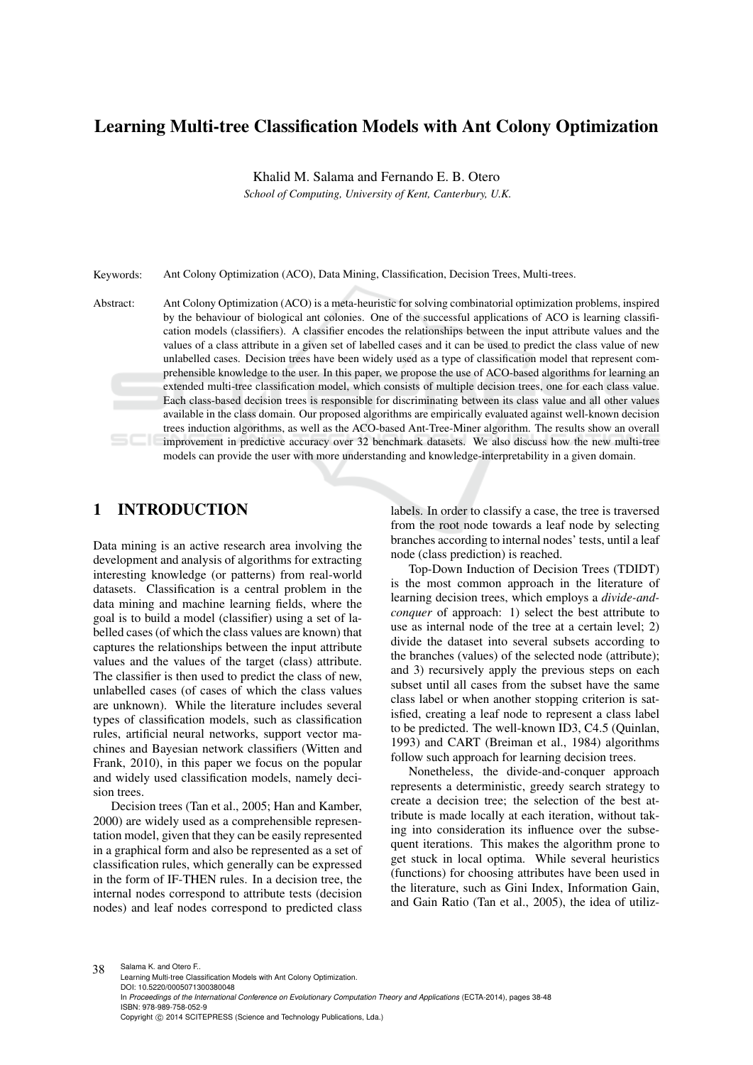# Learning Multi-tree Classification Models with Ant Colony Optimization

Khalid M. Salama and Fernando E. B. Otero

*School of Computing, University of Kent, Canterbury, U.K.*

Keywords: Ant Colony Optimization (ACO), Data Mining, Classification, Decision Trees, Multi-trees.

Abstract: Ant Colony Optimization (ACO) is a meta-heuristic for solving combinatorial optimization problems, inspired by the behaviour of biological ant colonies. One of the successful applications of ACO is learning classification models (classifiers). A classifier encodes the relationships between the input attribute values and the values of a class attribute in a given set of labelled cases and it can be used to predict the class value of new unlabelled cases. Decision trees have been widely used as a type of classification model that represent comprehensible knowledge to the user. In this paper, we propose the use of ACO-based algorithms for learning an extended multi-tree classification model, which consists of multiple decision trees, one for each class value. Each class-based decision trees is responsible for discriminating between its class value and all other values available in the class domain. Our proposed algorithms are empirically evaluated against well-known decision trees induction algorithms, as well as the ACO-based Ant-Tree-Miner algorithm. The results show an overall improvement in predictive accuracy over 32 benchmark datasets. We also discuss how the new multi-tree models can provide the user with more understanding and knowledge-interpretability in a given domain.

## 1 INTRODUCTION

Data mining is an active research area involving the development and analysis of algorithms for extracting interesting knowledge (or patterns) from real-world datasets. Classification is a central problem in the data mining and machine learning fields, where the goal is to build a model (classifier) using a set of labelled cases (of which the class values are known) that captures the relationships between the input attribute values and the values of the target (class) attribute. The classifier is then used to predict the class of new, unlabelled cases (of cases of which the class values are unknown). While the literature includes several types of classification models, such as classification rules, artificial neural networks, support vector machines and Bayesian network classifiers (Witten and Frank, 2010), in this paper we focus on the popular and widely used classification models, namely decision trees.

Decision trees (Tan et al., 2005; Han and Kamber, 2000) are widely used as a comprehensible representation model, given that they can be easily represented in a graphical form and also be represented as a set of classification rules, which generally can be expressed in the form of IF-THEN rules. In a decision tree, the internal nodes correspond to attribute tests (decision nodes) and leaf nodes correspond to predicted class labels. In order to classify a case, the tree is traversed from the root node towards a leaf node by selecting branches according to internal nodes' tests, until a leaf node (class prediction) is reached.

Top-Down Induction of Decision Trees (TDIDT) is the most common approach in the literature of learning decision trees, which employs a *divide-and-conquer* of approach: 1) select the best attribute to use as internal node of the tree at a certain level; 2) divide the dataset into several subsets according to the branches (values) of the selected node (attribute); and 3) recursively apply the previous steps on each subset until all cases from the subset have the same class label or when another stopping criterion is satisfied, creating a leaf node to represent a class label to be predicted. The well-known ID3, C4.5 (Quinlan, 1993) and CART (Breiman et al., 1984) algorithms follow such approach for learning decision trees.

Nonetheless, the divide-and-conquer approach represents a deterministic, greedy search strategy to create a decision tree; the selection of the best attribute is made locally at each iteration, without taking into consideration its influence over the subsequent iterations. This makes the algorithm prone to get stuck in local optima. While several heuristics (functions) for choosing attributes have been used in the literature, such as Gini Index, Information Gain, and Gain Ratio (Tan et al., 2005), the idea of utiliz-

Salama K. and Otero F..
Learning Multi-tree Classification Models with Ant Colony Optimization.
DOI: 10.5220/0005071300380048
In *Proceedings of the International Conference on Evolutionary Computation Theory and Applications* (ECTA-2014), pages 38-48
ISBN: 978-989-758-052-9
Copyright © 2014 SCITEPRESS (Science and Technology Publications, Lda.)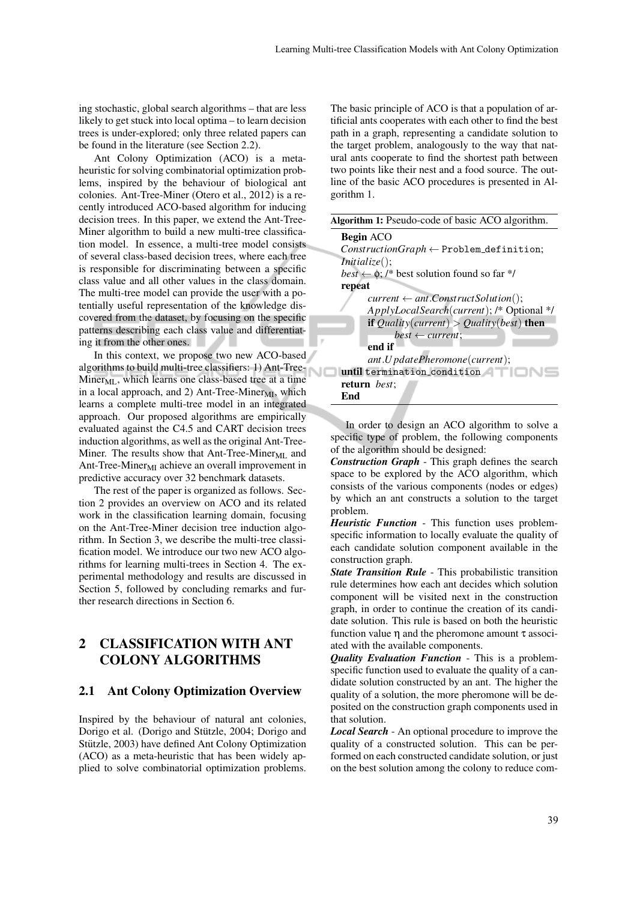ing stochastic, global search algorithms – that are less likely to get stuck into local optima – to learn decision trees is under-explored; only three related papers can be found in the literature (see Section 2.2).

Ant Colony Optimization (ACO) is a meta-heuristic for solving combinatorial optimization problems, inspired by the behaviour of biological ant colonies. Ant-Tree-Miner (Otero et al., 2012) is a recently introduced ACO-based algorithm for inducing decision trees. In this paper, we extend the Ant-Tree-Miner algorithm to build a new multi-tree classification model. In essence, a multi-tree model consists of several class-based decision trees, where each tree is responsible for discriminating between a specific class value and all other values in the class domain. The multi-tree model can provide the user with a potentially useful representation of the knowledge discovered from the dataset, by focusing on the specific patterns describing each class value and differentiating it from the other ones.

In this context, we propose two new ACO-based algorithms to build multi-tree classifiers: 1) Ant-Tree-Miner$_{ML}$, which learns one class-based tree at a time in a local approach, and 2) Ant-Tree-Miner$_{MI}$, which learns a complete multi-tree model in an integrated approach. Our proposed algorithms are empirically evaluated against the C4.5 and CART decision trees induction algorithms, as well as the original Ant-Tree-Miner. The results show that Ant-Tree-Miner$_{ML}$ and Ant-Tree-Miner$_{MI}$ achieve an overall improvement in predictive accuracy over 32 benchmark datasets.

The rest of the paper is organized as follows. Section 2 provides an overview on ACO and its related work in the classification learning domain, focusing on the Ant-Tree-Miner decision tree induction algorithm. In Section 3, we describe the multi-tree classification model. We introduce our two new ACO algorithms for learning multi-trees in Section 4. The experimental methodology and results are discussed in Section 5, followed by concluding remarks and further research directions in Section 6.

## 2 CLASSIFICATION WITH ANT COLONY ALGORITHMS

### 2.1 Ant Colony Optimization Overview

Inspired by the behaviour of natural ant colonies, Dorigo et al. (Dorigo and Stützle, 2004; Dorigo and Stützle, 2003) have defined Ant Colony Optimization (ACO) as a meta-heuristic that has been widely applied to solve combinatorial optimization problems. The basic principle of ACO is that a population of artificial ants cooperates with each other to find the best path in a graph, representing a candidate solution to the target problem, analogously to the way that natural ants cooperate to find the shortest path between two points like their nest and a food source. The outline of the basic ACO procedures is presented in Algorithm 1.

**Algorithm 1:** Pseudo-code of basic ACO algorithm.

```
Begin ACO
ConstructionGraph ← Problem_definition;
Initialize();
best ← ϕ; /* best solution found so far */
repeat
    current ← ant.ConstructSolution();
    ApplyLocalSearch(current); /* Optional */
    if Quality(current) > Quality(best) then
        best ← current;
    end if
    ant.UpdatePheromone(current);
until termination_condition
return best;
End
```

In order to design an ACO algorithm to solve a specific type of problem, the following components of the algorithm should be designed:

***Construction Graph*** - This graph defines the search space to be explored by the ACO algorithm, which consists of the various components (nodes or edges) by which an ant constructs a solution to the target problem.

***Heuristic Function*** - This function uses problem-specific information to locally evaluate the quality of each candidate solution component available in the construction graph.

***State Transition Rule*** - This probabilistic transition rule determines how each ant decides which solution component will be visited next in the construction graph, in order to continue the creation of its candidate solution. This rule is based on both the heuristic function value $\eta$ and the pheromone amount $\tau$ associated with the available components.

***Quality Evaluation Function*** - This is a problem-specific function used to evaluate the quality of a candidate solution constructed by an ant. The higher the quality of a solution, the more pheromone will be deposited on the construction graph components used in that solution.

***Local Search*** - An optional procedure to improve the quality of a constructed solution. This can be performed on each constructed candidate solution, or just on the best solution among the colony to reduce com-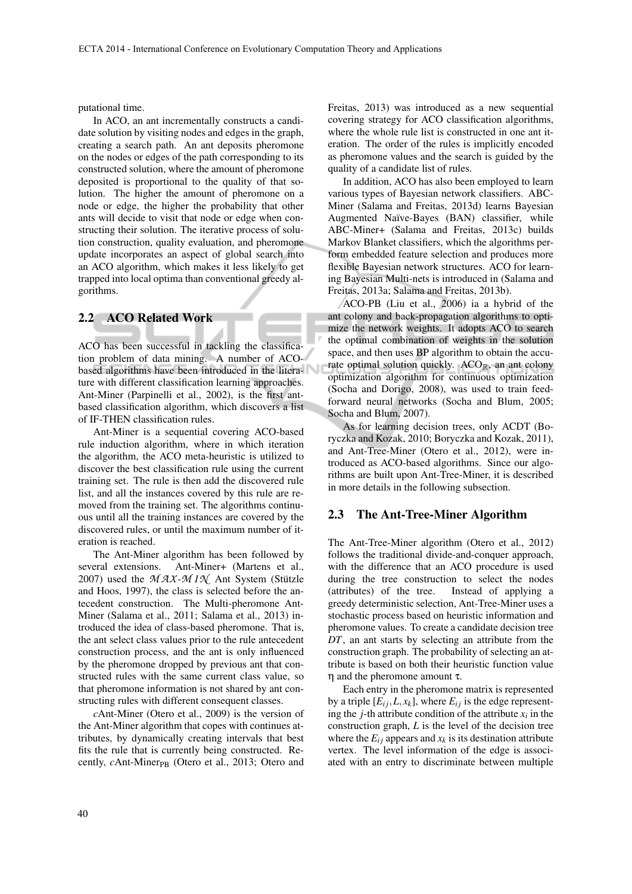putational time.

In ACO, an ant incrementally constructs a candidate solution by visiting nodes and edges in the graph, creating a search path. An ant deposits pheromone on the nodes or edges of the path corresponding to its constructed solution, where the amount of pheromone deposited is proportional to the quality of that solution. The higher the amount of pheromone on a node or edge, the higher the probability that other ants will decide to visit that node or edge when constructing their solution. The iterative process of solution construction, quality evaluation, and pheromone update incorporates an aspect of global search into an ACO algorithm, which makes it less likely to get trapped into local optima than conventional greedy algorithms.

## 2.2 ACO Related Work

ACO has been successful in tackling the classification problem of data mining. A number of ACO-based algorithms have been introduced in the literature with different classification learning approaches. Ant-Miner (Parpinelli et al., 2002), is the first ant-based classification algorithm, which discovers a list of IF-THEN classification rules.

Ant-Miner is a sequential covering ACO-based rule induction algorithm, where in which iteration the algorithm, the ACO meta-heuristic is utilized to discover the best classification rule using the current training set. The rule is then add the discovered rule list, and all the instances covered by this rule are removed from the training set. The algorithms continuous until all the training instances are covered by the discovered rules, or until the maximum number of iteration is reached.

The Ant-Miner algorithm has been followed by several extensions. Ant-Miner+ (Martens et al., 2007) used the $\mathcal{MAX}$-$\mathcal{MIN}$ Ant System (Stützle and Hoos, 1997), the class is selected before the antecedent construction. The Multi-pheromone Ant-Miner (Salama et al., 2011; Salama et al., 2013) introduced the idea of class-based pheromone. That is, the ant select class values prior to the rule antecedent construction process, and the ant is only influenced by the pheromone dropped by previous ant that constructed rules with the same current class value, so that pheromone information is not shared by ant constructing rules with different consequent classes.

*c*Ant-Miner (Otero et al., 2009) is the version of the Ant-Miner algorithm that copes with continues attributes, by dynamically creating intervals that best fits the rule that is currently being constructed. Recently, *c*Ant-Miner$_{\text{PB}}$ (Otero et al., 2013; Otero and Freitas, 2013) was introduced as a new sequential covering strategy for ACO classification algorithms, where the whole rule list is constructed in one ant iteration. The order of the rules is implicitly encoded as pheromone values and the search is guided by the quality of a candidate list of rules.

In addition, ACO has also been employed to learn various types of Bayesian network classifiers. ABC-Miner (Salama and Freitas, 2013d) learns Bayesian Augmented Naïve-Bayes (BAN) classifier, while ABC-Miner+ (Salama and Freitas, 2013c) builds Markov Blanket classifiers, which the algorithms perform embedded feature selection and produces more flexible Bayesian network structures. ACO for learning Bayesian Multi-nets is introduced in (Salama and Freitas, 2013a; Salama and Freitas, 2013b).

ACO-PB (Liu et al., 2006) ia a hybrid of the ant colony and back-propagation algorithms to optimize the network weights. It adopts ACO to search the optimal combination of weights in the solution space, and then uses BP algorithm to obtain the accurate optimal solution quickly. ACO$_{\mathbb{R}}$, an ant colony optimization algorithm for continuous optimization (Socha and Dorigo, 2008), was used to train feed-forward neural networks (Socha and Blum, 2005; Socha and Blum, 2007).

As for learning decision trees, only ACDT (Boryczka and Kozak, 2010; Boryczka and Kozak, 2011), and Ant-Tree-Miner (Otero et al., 2012), were introduced as ACO-based algorithms. Since our algorithms are built upon Ant-Tree-Miner, it is described in more details in the following subsection.

## 2.3 The Ant-Tree-Miner Algorithm

The Ant-Tree-Miner algorithm (Otero et al., 2012) follows the traditional divide-and-conquer approach, with the difference that an ACO procedure is used during the tree construction to select the nodes (attributes) of the tree. Instead of applying a greedy deterministic selection, Ant-Tree-Miner uses a stochastic process based on heuristic information and pheromone values. To create a candidate decision tree $DT$, an ant starts by selecting an attribute from the construction graph. The probability of selecting an attribute is based on both their heuristic function value $\eta$ and the pheromone amount $\tau$.

Each entry in the pheromone matrix is represented by a triple $[E_{ij}, L, x_k]$, where $E_{ij}$ is the edge representing the $j$-th attribute condition of the attribute $x_i$ in the construction graph, $L$ is the level of the decision tree where the $E_{ij}$ appears and $x_k$ is its destination attribute vertex. The level information of the edge is associated with an entry to discriminate between multiple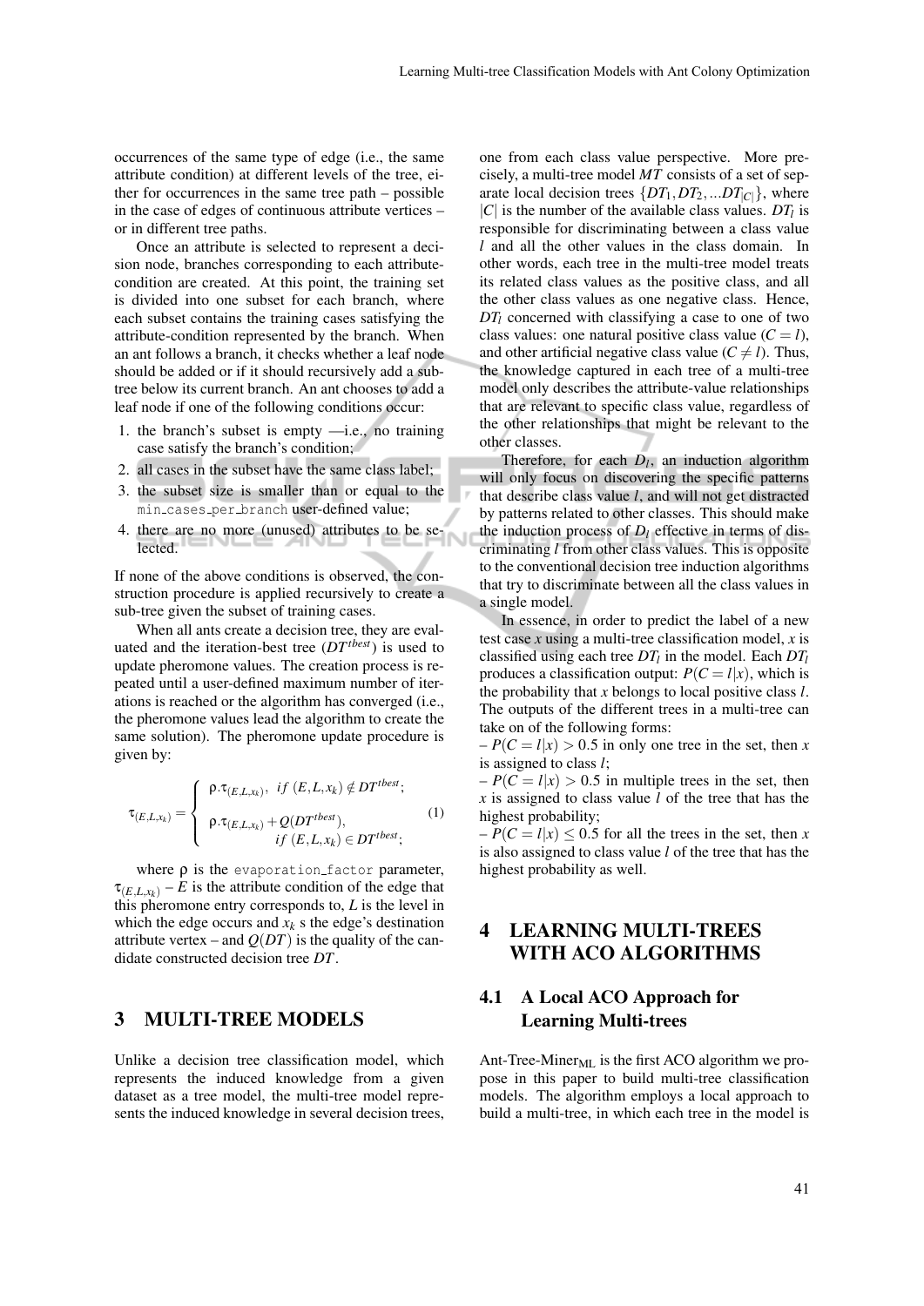occurrences of the same type of edge (i.e., the same attribute condition) at different levels of the tree, either for occurrences in the same tree path – possible in the case of edges of continuous attribute vertices – or in different tree paths.

Once an attribute is selected to represent a decision node, branches corresponding to each attribute-condition are created. At this point, the training set is divided into one subset for each branch, where each subset contains the training cases satisfying the attribute-condition represented by the branch. When an ant follows a branch, it checks whether a leaf node should be added or if it should recursively add a sub-tree below its current branch. An ant chooses to add a leaf node if one of the following conditions occur:

1. the branch's subset is empty —i.e., no training case satisfy the branch's condition;
2. all cases in the subset have the same class label;
3. the subset size is smaller than or equal to the `min_cases_per_branch` user-defined value;
4. there are no more (unused) attributes to be selected.

If none of the above conditions is observed, the construction procedure is applied recursively to create a sub-tree given the subset of training cases.

When all ants create a decision tree, they are evaluated and the iteration-best tree ($DT^{tbest}$) is used to update pheromone values. The creation process is repeated until a user-defined maximum number of iterations is reached or the algorithm has converged (i.e., the pheromone values lead the algorithm to create the same solution). The pheromone update procedure is given by:

$$\tau_{(E,L,x_k)} = \begin{cases} \rho.\tau_{(E,L,x_k)}, & if\ (E,L,x_k) \notin DT^{tbest}; \\ \rho.\tau_{(E,L,x_k)} + Q(DT^{tbest}), & \\ & if\ (E,L,x_k) \in DT^{tbest}; \end{cases} \quad (1)$$

where $\rho$ is the `evaporation_factor` parameter, $\tau_{(E,L,x_k)}$ – $E$ is the attribute condition of the edge that this pheromone entry corresponds to, $L$ is the level in which the edge occurs and $x_k$ s the edge's destination attribute vertex – and $Q(DT)$ is the quality of the candidate constructed decision tree $DT$.

## 3 MULTI-TREE MODELS

Unlike a decision tree classification model, which represents the induced knowledge from a given dataset as a tree model, the multi-tree model represents the induced knowledge in several decision trees, one from each class value perspective. More precisely, a multi-tree model $MT$ consists of a set of separate local decision trees $\{DT_1, DT_2, ...DT_{|C|}\}$, where $|C|$ is the number of the available class values. $DT_l$ is responsible for discriminating between a class value $l$ and all the other values in the class domain. In other words, each tree in the multi-tree model treats its related class values as the positive class, and all the other class values as one negative class. Hence, $DT_l$ concerned with classifying a case to one of two class values: one natural positive class value ($C = l$), and other artificial negative class value ($C \neq l$). Thus, the knowledge captured in each tree of a multi-tree model only describes the attribute-value relationships that are relevant to specific class value, regardless of the other relationships that might be relevant to the other classes.

Therefore, for each $D_l$, an induction algorithm will only focus on discovering the specific patterns that describe class value $l$, and will not get distracted by patterns related to other classes. This should make the induction process of $D_l$ effective in terms of discriminating $l$ from other class values. This is opposite to the conventional decision tree induction algorithms that try to discriminate between all the class values in a single model.

In essence, in order to predict the label of a new test case $x$ using a multi-tree classification model, $x$ is classified using each tree $DT_l$ in the model. Each $DT_l$ produces a classification output: $P(C = l|x)$, which is the probability that $x$ belongs to local positive class $l$. The outputs of the different trees in a multi-tree can take on of the following forms:

– $P(C = l|x) > 0.5$ in only one tree in the set, then $x$ is assigned to class $l$;

– $P(C = l|x) > 0.5$ in multiple trees in the set, then $x$ is assigned to class value $l$ of the tree that has the highest probability;

– $P(C = l|x) \leq 0.5$ for all the trees in the set, then $x$ is also assigned to class value $l$ of the tree that has the highest probability as well.

## 4 LEARNING MULTI-TREES WITH ACO ALGORITHMS

### 4.1 A Local ACO Approach for Learning Multi-trees

Ant-Tree-Miner$_{\text{ML}}$ is the first ACO algorithm we propose in this paper to build multi-tree classification models. The algorithm employs a local approach to build a multi-tree, in which each tree in the model is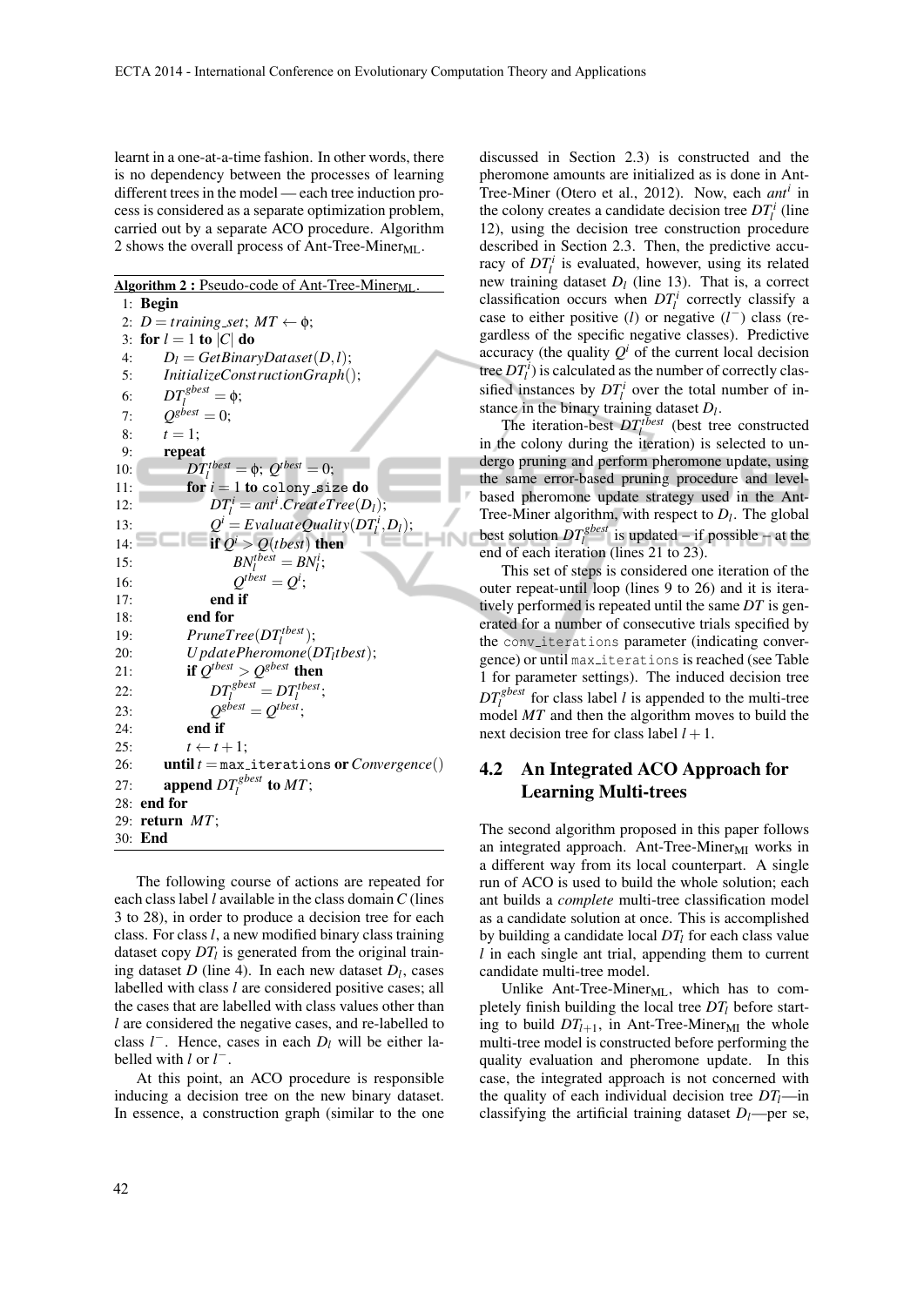learnt in a one-at-a-time fashion. In other words, there is no dependency between the processes of learning different trees in the model — each tree induction process is considered as a separate optimization problem, carried out by a separate ACO procedure. Algorithm 2 shows the overall process of Ant-Tree-Miner$_{\text{ML}}$.

**Algorithm 2 :** Pseudo-code of Ant-Tree-Miner$_{\text{ML}}$.

```
1:  Begin
2:  D = training_set; MT ← ϕ;
3:  for l = 1 to |C| do
4:      D_l = GetBinaryDataset(D, l);
5:      InitializeConstructionGraph();
6:      DT_l^gbest = ϕ;
7:      Q^gbest = 0;
8:      t = 1;
9:      repeat
10:         DT_l^tbest = ϕ; Q^tbest = 0;
11:         for i = 1 to colony_size do
12:             DT_l^i = ant^i.CreateTree(D_l);
13:             Q^i = EvaluateQuality(DT_l^i, D_l);
14:             if Q^i > Q(tbest) then
15:                 BN_l^tbest = BN_l^i;
16:                 Q^tbest = Q^i;
17:             end if
18:         end for
19:         PruneTree(DT_l^tbest);
20:         UpdatePheromone(DT_l tbest);
21:         if Q^tbest > Q^gbest then
22:             DT_l^gbest = DT_l^tbest;
23:             Q^gbest = Q^tbest;
24:         end if
25:         t ← t + 1;
26:     until t = max_iterations or Convergence()
27:     append DT_l^gbest to MT;
28: end for
29: return MT;
30: End
```

The following course of actions are repeated for each class label $l$ available in the class domain $C$ (lines 3 to 28), in order to produce a decision tree for each class. For class $l$, a new modified binary class training dataset copy $DT_l$ is generated from the original training dataset $D$ (line 4). In each new dataset $D_l$, cases labelled with class $l$ are considered positive cases; all the cases that are labelled with class values other than $l$ are considered the negative cases, and re-labelled to class $l^-$. Hence, cases in each $D_l$ will be either labelled with $l$ or $l^-$.

At this point, an ACO procedure is responsible inducing a decision tree on the new binary dataset. In essence, a construction graph (similar to the one discussed in Section 2.3) is constructed and the pheromone amounts are initialized as is done in Ant-Tree-Miner (Otero et al., 2012). Now, each $ant^i$ in the colony creates a candidate decision tree $DT_l^i$ (line 12), using the decision tree construction procedure described in Section 2.3. Then, the predictive accuracy of $DT_l^i$ is evaluated, however, using its related new training dataset $D_l$ (line 13). That is, a correct classification occurs when $DT_l^i$ correctly classify a case to either positive ($l$) or negative ($l^-$) class (regardless of the specific negative classes). Predictive accuracy (the quality $Q^i$ of the current local decision tree $DT_l^i$) is calculated as the number of correctly classified instances by $DT_l^i$ over the total number of instance in the binary training dataset $D_l$.

The iteration-best $DT_l^{tbest}$ (best tree constructed in the colony during the iteration) is selected to undergo pruning and perform pheromone update, using the same error-based pruning procedure and level-based pheromone update strategy used in the Ant-Tree-Miner algorithm, with respect to $D_l$. The global best solution $DT_l^{gbest}$ is updated – if possible – at the end of each iteration (lines 21 to 23).

This set of steps is considered one iteration of the outer repeat-until loop (lines 9 to 26) and it is iteratively performed is repeated until the same $DT$ is generated for a number of consecutive trials specified by the `conv_iterations` parameter (indicating convergence) or until `max_iterations` is reached (see Table 1 for parameter settings). The induced decision tree $DT_l^{gbest}$ for class label $l$ is appended to the multi-tree model $MT$ and then the algorithm moves to build the next decision tree for class label $l+1$.

## 4.2 An Integrated ACO Approach for Learning Multi-trees

The second algorithm proposed in this paper follows an integrated approach. Ant-Tree-Miner$_{\text{MI}}$ works in a different way from its local counterpart. A single run of ACO is used to build the whole solution; each ant builds a *complete* multi-tree classification model as a candidate solution at once. This is accomplished by building a candidate local $DT_l$ for each class value $l$ in each single ant trial, appending them to current candidate multi-tree model.

Unlike Ant-Tree-Miner$_{\text{ML}}$, which has to completely finish building the local tree $DT_l$ before starting to build $DT_{l+1}$, in Ant-Tree-Miner$_{\text{MI}}$ the whole multi-tree model is constructed before performing the quality evaluation and pheromone update. In this case, the integrated approach is not concerned with the quality of each individual decision tree $DT_l$—in classifying the artificial training dataset $D_l$—per se,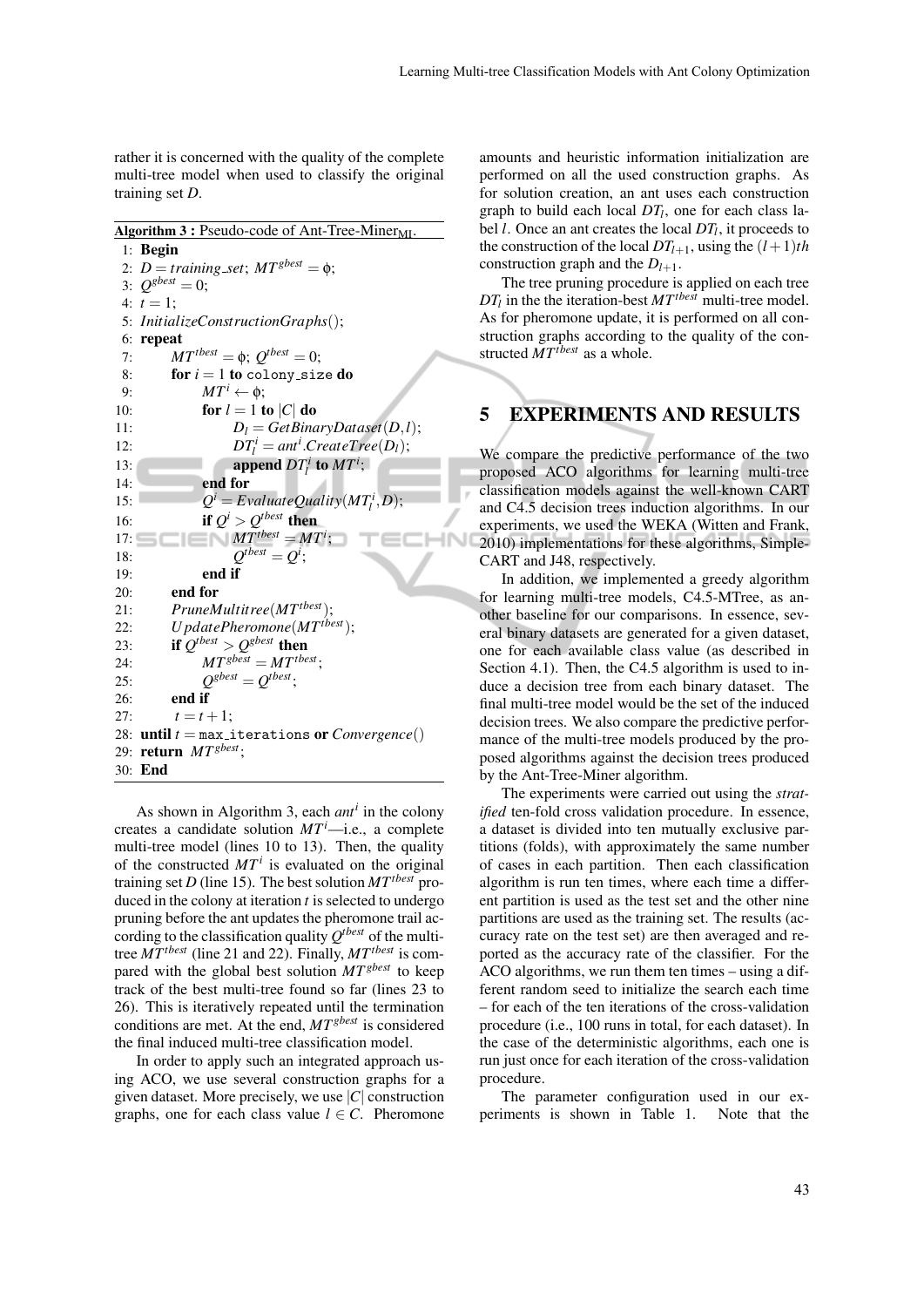rather it is concerned with the quality of the complete multi-tree model when used to classify the original training set $D$.

**Algorithm 3 :** Pseudo-code of Ant-Tree-Miner$_{\text{MT}}$.

```
 1: Begin
 2:   D = training_set; MT^gbest = φ;
 3:   Q^gbest = 0;
 4:   t = 1;
 5:   InitializeConstructionGraphs();
 6:   repeat
 7:       MT^tbest = φ; Q^tbest = 0;
 8:       for i = 1 to colony_size do
 9:           MT^i ← φ;
10:           for l = 1 to |C| do
11:               D_l = GetBinaryDataset(D, l);
12:               DT_l^i = ant^i.CreateTree(D_l);
13:               append DT_l^i to MT^i;
14:           end for
15:           Q^i = EvaluateQuality(MT_l^i, D);
16:           if Q^i > Q^tbest then
17:               MT^tbest = MT^i;
18:               Q^tbest = Q^i;
19:           end if
20:       end for
21:       PruneMultitree(MT^tbest);
22:       UpdatePheromone(MT^tbest);
23:       if Q^tbest > Q^gbest then
24:           MT^gbest = MT^tbest;
25:           Q^gbest = Q^tbest;
26:       end if
27:       t = t + 1;
28:   until t = max_iterations or Convergence()
29:   return MT^gbest;
30: End
```

As shown in Algorithm 3, each $ant^i$ in the colony creates a candidate solution $MT^i$—i.e., a complete multi-tree model (lines 10 to 13). Then, the quality of the constructed $MT^i$ is evaluated on the original training set $D$ (line 15). The best solution $MT^{tbest}$ produced in the colony at iteration $t$ is selected to undergo pruning before the ant updates the pheromone trail according to the classification quality $Q^{tbest}$ of the multi-tree $MT^{tbest}$ (line 21 and 22). Finally, $MT^{tbest}$ is compared with the global best solution $MT^{gbest}$ to keep track of the best multi-tree found so far (lines 23 to 26). This is iteratively repeated until the termination conditions are met. At the end, $MT^{gbest}$ is considered the final induced multi-tree classification model.

In order to apply such an integrated approach using ACO, we use several construction graphs for a given dataset. More precisely, we use $|C|$ construction graphs, one for each class value $l \in C$. Pheromone amounts and heuristic information initialization are performed on all the used construction graphs. As for solution creation, an ant uses each construction graph to build each local $DT_l$, one for each class label $l$. Once an ant creates the local $DT_l$, it proceeds to the construction of the local $DT_{l+1}$, using the $(l+1)th$ construction graph and the $D_{l+1}$.

The tree pruning procedure is applied on each tree $DT_l$ in the the iteration-best $MT^{tbest}$ multi-tree model. As for pheromone update, it is performed on all construction graphs according to the quality of the constructed $MT^{tbest}$ as a whole.

## 5 EXPERIMENTS AND RESULTS

We compare the predictive performance of the two proposed ACO algorithms for learning multi-tree classification models against the well-known CART and C4.5 decision trees induction algorithms. In our experiments, we used the WEKA (Witten and Frank, 2010) implementations for these algorithms, Simple-CART and J48, respectively.

In addition, we implemented a greedy algorithm for learning multi-tree models, C4.5-MTree, as another baseline for our comparisons. In essence, several binary datasets are generated for a given dataset, one for each available class value (as described in Section 4.1). Then, the C4.5 algorithm is used to induce a decision tree from each binary dataset. The final multi-tree model would be the set of the induced decision trees. We also compare the predictive performance of the multi-tree models produced by the proposed algorithms against the decision trees produced by the Ant-Tree-Miner algorithm.

The experiments were carried out using the *stratified* ten-fold cross validation procedure. In essence, a dataset is divided into ten mutually exclusive partitions (folds), with approximately the same number of cases in each partition. Then each classification algorithm is run ten times, where each time a different partition is used as the test set and the other nine partitions are used as the training set. The results (accuracy rate on the test set) are then averaged and reported as the accuracy rate of the classifier. For the ACO algorithms, we run them ten times – using a different random seed to initialize the search each time – for each of the ten iterations of the cross-validation procedure (i.e., 100 runs in total, for each dataset). In the case of the deterministic algorithms, each one is run just once for each iteration of the cross-validation procedure.

The parameter configuration used in our experiments is shown in Table 1. Note that the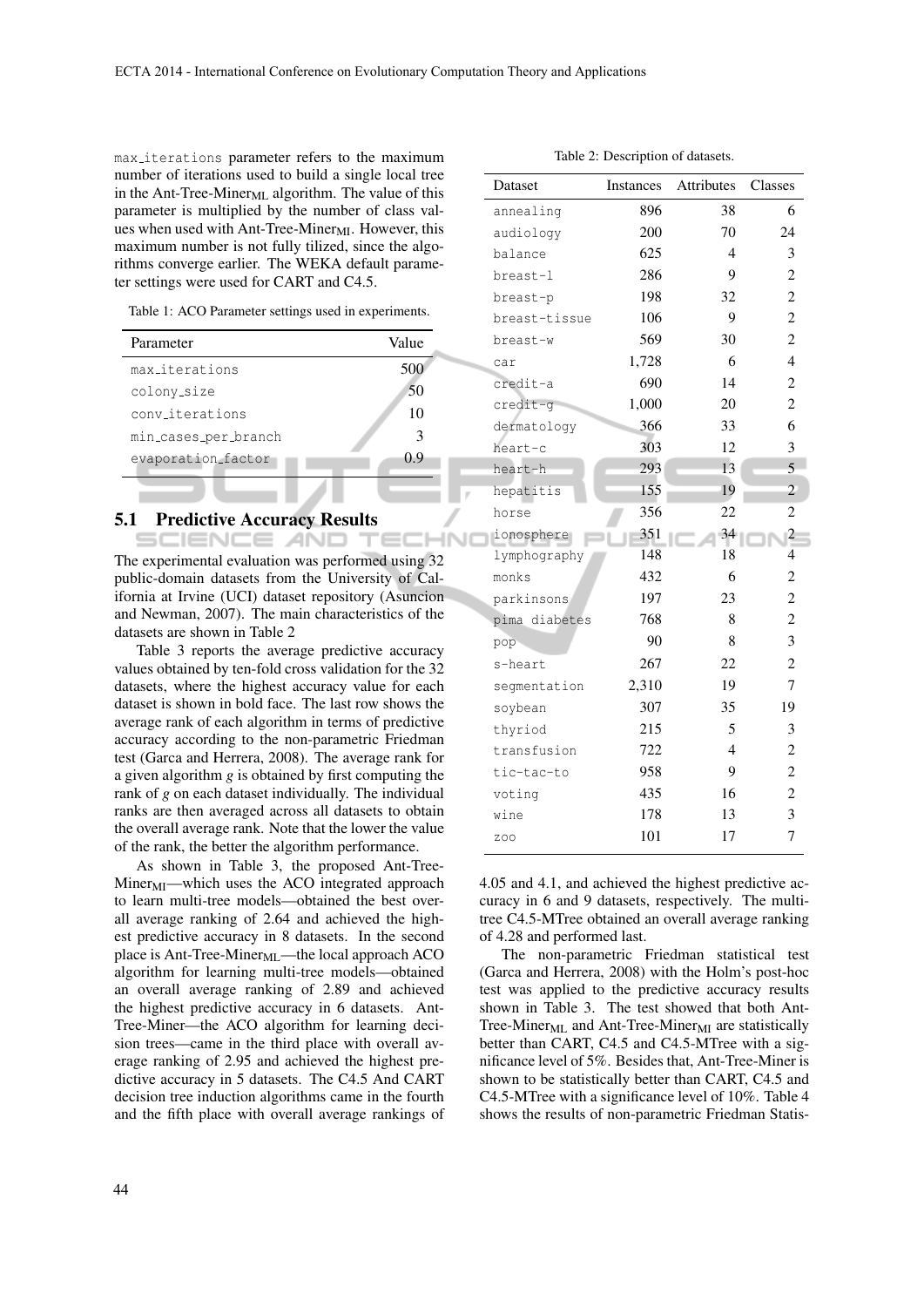max_iterations parameter refers to the maximum number of iterations used to build a single local tree in the Ant-Tree-Miner$_{ML}$ algorithm. The value of this parameter is multiplied by the number of class values when used with Ant-Tree-Miner$_{MI}$. However, this maximum number is not fully tilized, since the algorithms converge earlier. The WEKA default parameter settings were used for CART and C4.5.

Table 1: ACO Parameter settings used in experiments.

| Parameter | Value |
|---|---|
| max_iterations | 500 |
| colony_size | 50 |
| conv_iterations | 10 |
| min_cases_per_branch | 3 |
| evaporation_factor | 0.9 |

### 5.1 Predictive Accuracy Results

The experimental evaluation was performed using 32 public-domain datasets from the University of California at Irvine (UCI) dataset repository (Asuncion and Newman, 2007). The main characteristics of the datasets are shown in Table 2

Table 3 reports the average predictive accuracy values obtained by ten-fold cross validation for the 32 datasets, where the highest accuracy value for each dataset is shown in bold face. The last row shows the average rank of each algorithm in terms of predictive accuracy according to the non-parametric Friedman test (Garca and Herrera, 2008). The average rank for a given algorithm *g* is obtained by first computing the rank of *g* on each dataset individually. The individual ranks are then averaged across all datasets to obtain the overall average rank. Note that the lower the value of the rank, the better the algorithm performance.

As shown in Table 3, the proposed Ant-Tree-Miner$_{MI}$—which uses the ACO integrated approach to learn multi-tree models—obtained the best overall average ranking of 2.64 and achieved the highest predictive accuracy in 8 datasets. In the second place is Ant-Tree-Miner$_{ML}$—the local approach ACO algorithm for learning multi-tree models—obtained an overall average ranking of 2.89 and achieved the highest predictive accuracy in 6 datasets. Ant-Tree-Miner—the ACO algorithm for learning decision trees—came in the third place with overall average ranking of 2.95 and achieved the highest predictive accuracy in 5 datasets. The C4.5 And CART decision tree induction algorithms came in the fourth and the fifth place with overall average rankings of 4.05 and 4.1, and achieved the highest predictive accuracy in 6 and 9 datasets, respectively. The multi-tree C4.5-MTree obtained an overall average ranking of 4.28 and performed last.

Table 2: Description of datasets.

| Dataset | Instances | Attributes | Classes |
|---|---|---|---|
| annealing | 896 | 38 | 6 |
| audiology | 200 | 70 | 24 |
| balance | 625 | 4 | 3 |
| breast-l | 286 | 9 | 2 |
| breast-p | 198 | 32 | 2 |
| breast-tissue | 106 | 9 | 2 |
| breast-w | 569 | 30 | 2 |
| car | 1,728 | 6 | 4 |
| credit-a | 690 | 14 | 2 |
| credit-g | 1,000 | 20 | 2 |
| dermatology | 366 | 33 | 6 |
| heart-c | 303 | 12 | 3 |
| heart-h | 293 | 13 | 5 |
| hepatitis | 155 | 19 | 2 |
| horse | 356 | 22 | 2 |
| ionosphere | 351 | 34 | 2 |
| lymphography | 148 | 18 | 4 |
| monks | 432 | 6 | 2 |
| parkinsons | 197 | 23 | 2 |
| pima diabetes | 768 | 8 | 2 |
| pop | 90 | 8 | 3 |
| s-heart | 267 | 22 | 2 |
| segmentation | 2,310 | 19 | 7 |
| soybean | 307 | 35 | 19 |
| thyriod | 215 | 5 | 3 |
| transfusion | 722 | 4 | 2 |
| tic-tac-to | 958 | 9 | 2 |
| voting | 435 | 16 | 2 |
| wine | 178 | 13 | 3 |
| zoo | 101 | 17 | 7 |

The non-parametric Friedman statistical test (Garca and Herrera, 2008) with the Holm's post-hoc test was applied to the predictive accuracy results shown in Table 3. The test showed that both Ant-Tree-Miner$_{ML}$ and Ant-Tree-Miner$_{MI}$ are statistically better than CART, C4.5 and C4.5-MTree with a significance level of 5%. Besides that, Ant-Tree-Miner is shown to be statistically better than CART, C4.5 and C4.5-MTree with a significance level of 10%. Table 4 shows the results of non-parametric Friedman Statis-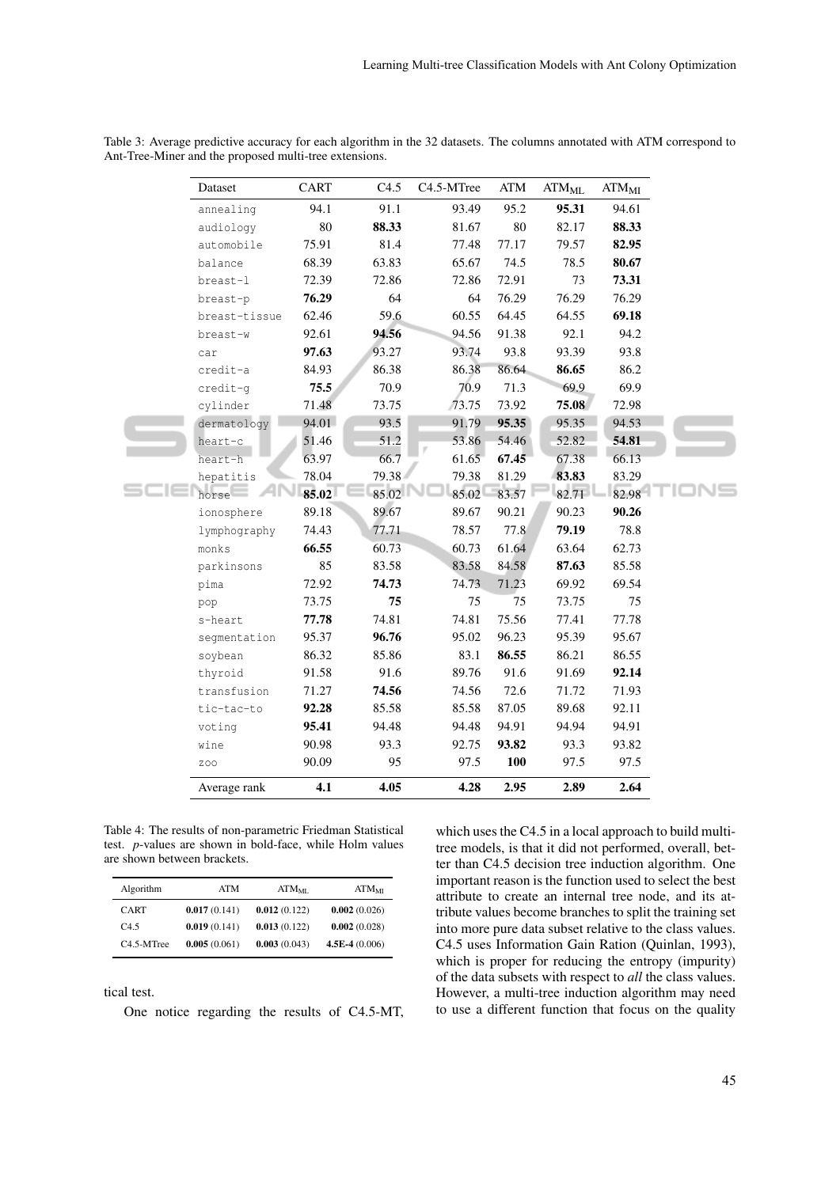Table 3: Average predictive accuracy for each algorithm in the 32 datasets. The columns annotated with ATM correspond to Ant-Tree-Miner and the proposed multi-tree extensions.

| Dataset | CART | C4.5 | C4.5-MTree | ATM | $ATM_{ML}$ | $ATM_{MI}$ |
|---|---|---|---|---|---|---|
| annealing | 94.1 | 91.1 | 93.49 | 95.2 | **95.31** | 94.61 |
| audiology | 80 | **88.33** | 81.67 | 80 | 82.17 | **88.33** |
| automobile | 75.91 | 81.4 | 77.48 | 77.17 | 79.57 | **82.95** |
| balance | 68.39 | 63.83 | 65.67 | 74.5 | 78.5 | **80.67** |
| breast-l | 72.39 | 72.86 | 72.86 | 72.91 | 73 | **73.31** |
| breast-p | **76.29** | 64 | 64 | 76.29 | 76.29 | 76.29 |
| breast-tissue | 62.46 | 59.6 | 60.55 | 64.45 | 64.55 | **69.18** |
| breast-w | 92.61 | **94.56** | 94.56 | 91.38 | 92.1 | 94.2 |
| car | **97.63** | 93.27 | 93.74 | 93.8 | 93.39 | 93.8 |
| credit-a | 84.93 | 86.38 | 86.38 | 86.64 | **86.65** | 86.2 |
| credit-g | **75.5** | 70.9 | 70.9 | 71.3 | 69.9 | 69.9 |
| cylinder | 71.48 | 73.75 | 73.75 | 73.92 | **75.08** | 72.98 |
| dermatology | 94.01 | 93.5 | 91.79 | **95.35** | 95.35 | 94.53 |
| heart-c | 51.46 | 51.2 | 53.86 | 54.46 | 52.82 | **54.81** |
| heart-h | 63.97 | 66.7 | 61.65 | **67.45** | 67.38 | 66.13 |
| hepatitis | 78.04 | 79.38 | 79.38 | 81.29 | **83.83** | 83.29 |
| horse | **85.02** | 85.02 | 85.02 | 83.57 | 82.71 | 82.98 |
| ionosphere | 89.18 | 89.67 | 89.67 | 90.21 | 90.23 | **90.26** |
| lymphography | 74.43 | 77.71 | 78.57 | 77.8 | **79.19** | 78.8 |
| monks | **66.55** | 60.73 | 60.73 | 61.64 | 63.64 | 62.73 |
| parkinsons | 85 | 83.58 | 83.58 | 84.58 | **87.63** | 85.58 |
| pima | 72.92 | **74.73** | 74.73 | 71.23 | 69.92 | 69.54 |
| pop | 73.75 | **75** | 75 | 75 | 73.75 | 75 |
| s-heart | **77.78** | 74.81 | 74.81 | 75.56 | 77.41 | 77.78 |
| segmentation | 95.37 | **96.76** | 95.02 | 96.23 | 95.39 | 95.67 |
| soybean | 86.32 | 85.86 | 83.1 | **86.55** | 86.21 | 86.55 |
| thyroid | 91.58 | 91.6 | 89.76 | 91.6 | 91.69 | **92.14** |
| transfusion | 71.27 | **74.56** | 74.56 | 72.6 | 71.72 | 71.93 |
| tic-tac-to | **92.28** | 85.58 | 85.58 | 87.05 | 89.68 | 92.11 |
| voting | **95.41** | 94.48 | 94.48 | 94.91 | 94.94 | 94.91 |
| wine | 90.98 | 93.3 | 92.75 | **93.82** | 93.3 | 93.82 |
| zoo | 90.09 | 95 | 97.5 | **100** | 97.5 | 97.5 |
| Average rank | **4.1** | **4.05** | **4.28** | **2.95** | **2.89** | **2.64** |

Table 4: The results of non-parametric Friedman Statistical test. *p*-values are shown in bold-face, while Holm values are shown between brackets.

| Algorithm | ATM | $ATM_{ML}$ | $ATM_{MI}$ |
|---|---|---|---|
| CART | **0.017** (0.141) | **0.012** (0.122) | **0.002** (0.026) |
| C4.5 | **0.019** (0.141) | **0.013** (0.122) | **0.002** (0.028) |
| C4.5-MTree | **0.005** (0.061) | **0.003** (0.043) | **4.5E-4** (0.006) |

tical test.

One notice regarding the results of C4.5-MT, which uses the C4.5 in a local approach to build multi-tree models, is that it did not performed, overall, better than C4.5 decision tree induction algorithm. One important reason is the function used to select the best attribute to create an internal tree node, and its attribute values become branches to split the training set into more pure data subset relative to the class values. C4.5 uses Information Gain Ration (Quinlan, 1993), which is proper for reducing the entropy (impurity) of the data subsets with respect to *all* the class values. However, a multi-tree induction algorithm may need to use a different function that focus on the quality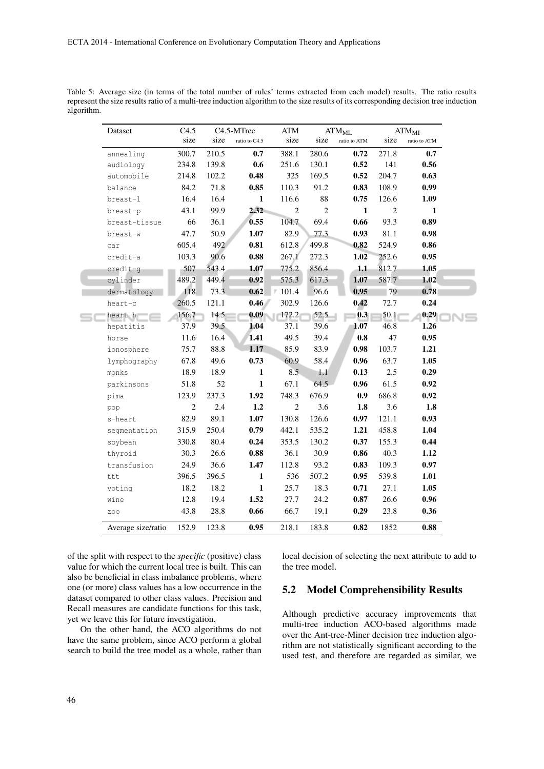Table 5: Average size (in terms of the total number of rules' terms extracted from each model) results. The ratio results represent the size results ratio of a multi-tree induction algorithm to the size results of its corresponding decision tree induction algorithm.

| Dataset | C4.5 | C4.5-MTree | | ATM | $ATM_{ML}$ | | $ATM_{MI}$ | |
|---|---|---|---|---|---|---|---|---|
| | size | size | ratio to C4.5 | size | size | ratio to ATM | size | ratio to ATM |
| annealing | 300.7 | 210.5 | **0.7** | 388.1 | 280.6 | **0.72** | 271.8 | **0.7** |
| audiology | 234.8 | 139.8 | **0.6** | 251.6 | 130.1 | **0.52** | 141 | **0.56** |
| automobile | 214.8 | 102.2 | **0.48** | 325 | 169.5 | **0.52** | 204.7 | **0.63** |
| balance | 84.2 | 71.8 | **0.85** | 110.3 | 91.2 | **0.83** | 108.9 | **0.99** |
| breast-l | 16.4 | 16.4 | **1** | 116.6 | 88 | **0.75** | 126.6 | **1.09** |
| breast-p | 43.1 | 99.9 | **2.32** | 2 | 2 | **1** | 2 | **1** |
| breast-tissue | 66 | 36.1 | **0.55** | 104.7 | 69.4 | **0.66** | 93.3 | **0.89** |
| breast-w | 47.7 | 50.9 | **1.07** | 82.9 | 77.3 | **0.93** | 81.1 | **0.98** |
| car | 605.4 | 492 | **0.81** | 612.8 | 499.8 | **0.82** | 524.9 | **0.86** |
| credit-a | 103.3 | 90.6 | **0.88** | 267.1 | 272.3 | **1.02** | 252.6 | **0.95** |
| credit-g | 507 | 543.4 | **1.07** | 775.2 | 856.4 | **1.1** | 812.7 | **1.05** |
| cylinder | 489.2 | 449.4 | **0.92** | 575.3 | 617.3 | **1.07** | 587.7 | **1.02** |
| dermatology | 118 | 73.3 | **0.62** | 101.4 | 96.6 | **0.95** | 79 | **0.78** |
| heart-c | 260.5 | 121.1 | **0.46** | 302.9 | 126.6 | **0.42** | 72.7 | **0.24** |
| heart-h | 156.7 | 14.5 | **0.09** | 172.2 | 52.5 | **0.3** | 50.1 | **0.29** |
| hepatitis | 37.9 | 39.5 | **1.04** | 37.1 | 39.6 | **1.07** | 46.8 | **1.26** |
| horse | 11.6 | 16.4 | **1.41** | 49.5 | 39.4 | **0.8** | 47 | **0.95** |
| ionosphere | 75.7 | 88.8 | **1.17** | 85.9 | 83.9 | **0.98** | 103.7 | **1.21** |
| lymphography | 67.8 | 49.6 | **0.73** | 60.9 | 58.4 | **0.96** | 63.7 | **1.05** |
| monks | 18.9 | 18.9 | **1** | 8.5 | 1.1 | **0.13** | 2.5 | **0.29** |
| parkinsons | 51.8 | 52 | **1** | 67.1 | 64.5 | **0.96** | 61.5 | **0.92** |
| pima | 123.9 | 237.3 | **1.92** | 748.3 | 676.9 | **0.9** | 686.8 | **0.92** |
| pop | 2 | 2.4 | **1.2** | 2 | 3.6 | **1.8** | 3.6 | **1.8** |
| s-heart | 82.9 | 89.1 | **1.07** | 130.8 | 126.6 | **0.97** | 121.1 | **0.93** |
| segmentation | 315.9 | 250.4 | **0.79** | 442.1 | 535.2 | **1.21** | 458.8 | **1.04** |
| soybean | 330.8 | 80.4 | **0.24** | 353.5 | 130.2 | **0.37** | 155.3 | **0.44** |
| thyroid | 30.3 | 26.6 | **0.88** | 36.1 | 30.9 | **0.86** | 40.3 | **1.12** |
| transfusion | 24.9 | 36.6 | **1.47** | 112.8 | 93.2 | **0.83** | 109.3 | **0.97** |
| ttt | 396.5 | 396.5 | **1** | 536 | 507.2 | **0.95** | 539.8 | **1.01** |
| voting | 18.2 | 18.2 | **1** | 25.7 | 18.3 | **0.71** | 27.1 | **1.05** |
| wine | 12.8 | 19.4 | **1.52** | 27.7 | 24.2 | **0.87** | 26.6 | **0.96** |
| zoo | 43.8 | 28.8 | **0.66** | 66.7 | 19.1 | **0.29** | 23.8 | **0.36** |
| Average size/ratio | 152.9 | 123.8 | **0.95** | 218.1 | 183.8 | **0.82** | 1852 | **0.88** |

of the split with respect to the *specific* (positive) class value for which the current local tree is built. This can also be beneficial in class imbalance problems, where one (or more) class values has a low occurrence in the dataset compared to other class values. Precision and Recall measures are candidate functions for this task, yet we leave this for future investigation.

On the other hand, the ACO algorithms do not have the same problem, since ACO perform a global search to build the tree model as a whole, rather than local decision of selecting the next attribute to add to the tree model.

## 5.2 Model Comprehensibility Results

Although predictive accuracy improvements that multi-tree induction ACO-based algorithms made over the Ant-tree-Miner decision tree induction algorithm are not statistically significant according to the used test, and therefore are regarded as similar, we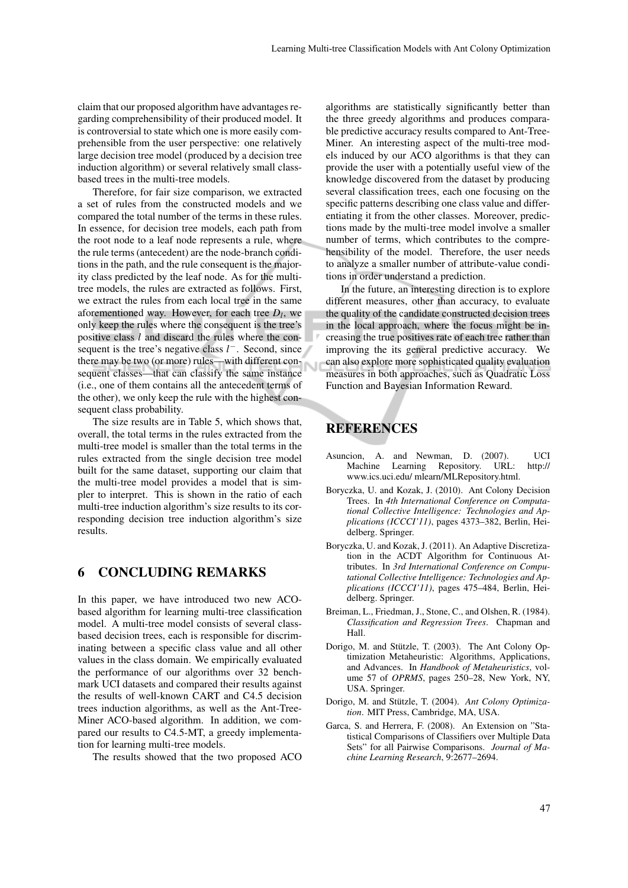claim that our proposed algorithm have advantages regarding comprehensibility of their produced model. It is controversial to state which one is more easily comprehensible from the user perspective: one relatively large decision tree model (produced by a decision tree induction algorithm) or several relatively small class-based trees in the multi-tree models.

Therefore, for fair size comparison, we extracted a set of rules from the constructed models and we compared the total number of the terms in these rules. In essence, for decision tree models, each path from the root node to a leaf node represents a rule, where the rule terms (antecedent) are the node-branch conditions in the path, and the rule consequent is the majority class predicted by the leaf node. As for the multi-tree models, the rules are extracted as follows. First, we extract the rules from each local tree in the same aforementioned way. However, for each tree $D_l$, we only keep the rules where the consequent is the tree's positive class $l$ and discard the rules where the consequent is the tree's negative class $l^-$. Second, since there may be two (or more) rules—with different consequent classes—that can classify the same instance (i.e., one of them contains all the antecedent terms of the other), we only keep the rule with the highest consequent class probability.

The size results are in Table 5, which shows that, overall, the total terms in the rules extracted from the multi-tree model is smaller than the total terms in the rules extracted from the single decision tree model built for the same dataset, supporting our claim that the multi-tree model provides a model that is simpler to interpret. This is shown in the ratio of each multi-tree induction algorithm's size results to its corresponding decision tree induction algorithm's size results.

## 6 CONCLUDING REMARKS

In this paper, we have introduced two new ACO-based algorithm for learning multi-tree classification model. A multi-tree model consists of several class-based decision trees, each is responsible for discriminating between a specific class value and all other values in the class domain. We empirically evaluated the performance of our algorithms over 32 benchmark UCI datasets and compared their results against the results of well-known CART and C4.5 decision trees induction algorithms, as well as the Ant-Tree-Miner ACO-based algorithm. In addition, we compared our results to C4.5-MT, a greedy implementation for learning multi-tree models.

The results showed that the two proposed ACO algorithms are statistically significantly better than the three greedy algorithms and produces comparable predictive accuracy results compared to Ant-Tree-Miner. An interesting aspect of the multi-tree models induced by our ACO algorithms is that they can provide the user with a potentially useful view of the knowledge discovered from the dataset by producing several classification trees, each one focusing on the specific patterns describing one class value and differentiating it from the other classes. Moreover, predictions made by the multi-tree model involve a smaller number of terms, which contributes to the comprehensibility of the model. Therefore, the user needs to analyze a smaller number of attribute-value conditions in order understand a prediction.

In the future, an interesting direction is to explore different measures, other than accuracy, to evaluate the quality of the candidate constructed decision trees in the local approach, where the focus might be increasing the true positives rate of each tree rather than improving the its general predictive accuracy. We can also explore more sophisticated quality evaluation measures in both approaches, such as Quadratic Loss Function and Bayesian Information Reward.

## REFERENCES

Asuncion, A. and Newman, D. (2007). UCI Machine Learning Repository. URL: http:// www.ics.uci.edu/ mlearn/MLRepository.html.

Boryczka, U. and Kozak, J. (2010). Ant Colony Decision Trees. In *4th International Conference on Computational Collective Intelligence: Technologies and Applications (ICCCI'11)*, pages 4373–382, Berlin, Heidelberg. Springer.

Boryczka, U. and Kozak, J. (2011). An Adaptive Discretization in the ACDT Algorithm for Continuous Attributes. In *3rd International Conference on Computational Collective Intelligence: Technologies and Applications (ICCCI'11)*, pages 475–484, Berlin, Heidelberg. Springer.

Breiman, L., Friedman, J., Stone, C., and Olshen, R. (1984). *Classification and Regression Trees*. Chapman and Hall.

Dorigo, M. and Stützle, T. (2003). The Ant Colony Optimization Metaheuristic: Algorithms, Applications, and Advances. In *Handbook of Metaheuristics*, volume 57 of *OPRMS*, pages 250–28, New York, NY, USA. Springer.

Dorigo, M. and Stützle, T. (2004). *Ant Colony Optimization*. MIT Press, Cambridge, MA, USA.

Garca, S. and Herrera, F. (2008). An Extension on "Statistical Comparisons of Classifiers over Multiple Data Sets" for all Pairwise Comparisons. *Journal of Machine Learning Research*, 9:2677–2694.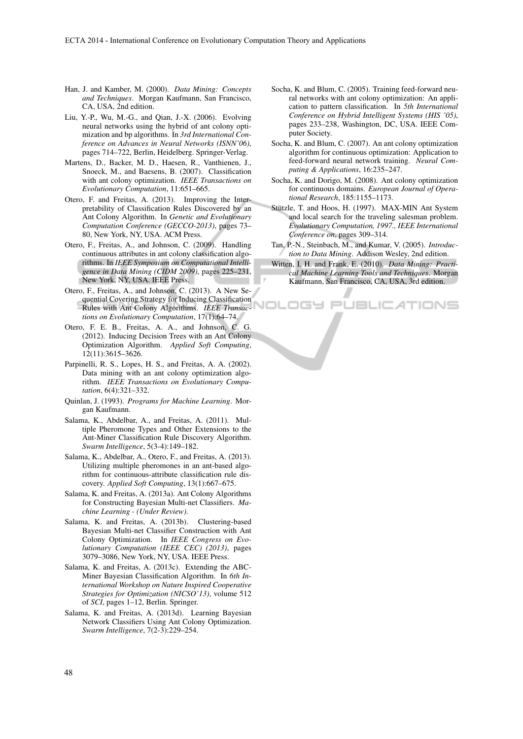Han, J. and Kamber, M. (2000). *Data Mining: Concepts and Techniques*. Morgan Kaufmann, San Francisco, CA, USA, 2nd edition.

Liu, Y.-P., Wu, M.-G., and Qian, J.-X. (2006). Evolving neural networks using the hybrid of ant colony optimization and bp algorithms. In *3rd International Conference on Advances in Neural Networks (ISNN'06)*, pages 714–722, Berlin, Heidelberg. Springer-Verlag.

Martens, D., Backer, M. D., Haesen, R., Vanthienen, J., Snoeck, M., and Baesens, B. (2007). Classification with ant colony optimization. *IEEE Transactions on Evolutionary Computation*, 11:651–665.

Otero, F. and Freitas, A. (2013). Improving the Interpretability of Classification Rules Discovered by an Ant Colony Algorithm. In *Genetic and Evolutionary Computation Conference (GECCO-2013)*, pages 73–80, New York, NY, USA. ACM Press.

Otero, F., Freitas, A., and Johnson, C. (2009). Handling continuous attributes in ant colony classification algorithms. In *IEEE Symposium on Computational Intelligence in Data Mining (CIDM 2009)*, pages 225–231, New York, NY, USA. IEEE Press.

Otero, F., Freitas, A., and Johnson, C. (2013). A New Sequential Covering Strategy for Inducing Classification Rules with Ant Colony Algorithms. *IEEE Transactions on Evolutionary Computation*, 17(1):64–74.

Otero, F. E. B., Freitas, A. A., and Johnson, C. G. (2012). Inducing Decision Trees with an Ant Colony Optimization Algorithm. *Applied Soft Computing*, 12(11):3615–3626.

Parpinelli, R. S., Lopes, H. S., and Freitas, A. A. (2002). Data mining with an ant colony optimization algorithm. *IEEE Transactions on Evolutionary Computation*, 6(4):321–332.

Quinlan, J. (1993). *Programs for Machine Learning*. Morgan Kaufmann.

Salama, K., Abdelbar, A., and Freitas, A. (2011). Multiple Pheromone Types and Other Extensions to the Ant-Miner Classification Rule Discovery Algorithm. *Swarm Intelligence*, 5(3-4):149–182.

Salama, K., Abdelbar, A., Otero, F., and Freitas, A. (2013). Utilizing multiple pheromones in an ant-based algorithm for continuous-attribute classification rule discovery. *Applied Soft Computing*, 13(1):667–675.

Salama, K. and Freitas, A. (2013a). Ant Colony Algorithms for Constructing Bayesian Multi-net Classifiers. *Machine Learning - (Under Review)*.

Salama, K. and Freitas, A. (2013b). Clustering-based Bayesian Multi-net Classifier Construction with Ant Colony Optimization. In *IEEE Congress on Evolutionary Computation (IEEE CEC) (2013)*, pages 3079–3086, New York, NY, USA. IEEE Press.

Salama, K. and Freitas, A. (2013c). Extending the ABC-Miner Bayesian Classification Algorithm. In *6th International Workshop on Nature Inspired Cooperative Strategies for Optimization (NICSO'13)*, volume 512 of *SCI*, pages 1–12, Berlin. Springer.

Salama, K. and Freitas, A. (2013d). Learning Bayesian Network Classifiers Using Ant Colony Optimization. *Swarm Intelligence*, 7(2-3):229–254.

Socha, K. and Blum, C. (2005). Training feed-forward neural networks with ant colony optimization: An application to pattern classification. In *5th International Conference on Hybrid Intelligent Systems (HIS '05)*, pages 233–238, Washington, DC, USA. IEEE Computer Society.

Socha, K. and Blum, C. (2007). An ant colony optimization algorithm for continuous optimization: Application to feed-forward neural network training. *Neural Computing & Applications*, 16:235–247.

Socha, K. and Dorigo, M. (2008). Ant colony optimization for continuous domains. *European Journal of Operational Research*, 185:1155–1173.

Stützle, T. and Hoos, H. (1997). MAX-MIN Ant System and local search for the traveling salesman problem. *Evolutionary Computation, 1997., IEEE International Conference on*, pages 309–314.

Tan, P.-N., Steinbach, M., and Kumar, V. (2005). *Introduction to Data Mining*. Addison Wesley, 2nd edition.

Witten, I. H. and Frank, E. (2010). *Data Mining: Practical Machine Learning Tools and Techniques*. Morgan Kaufmann, San Francisco, CA, USA, 3rd edition.